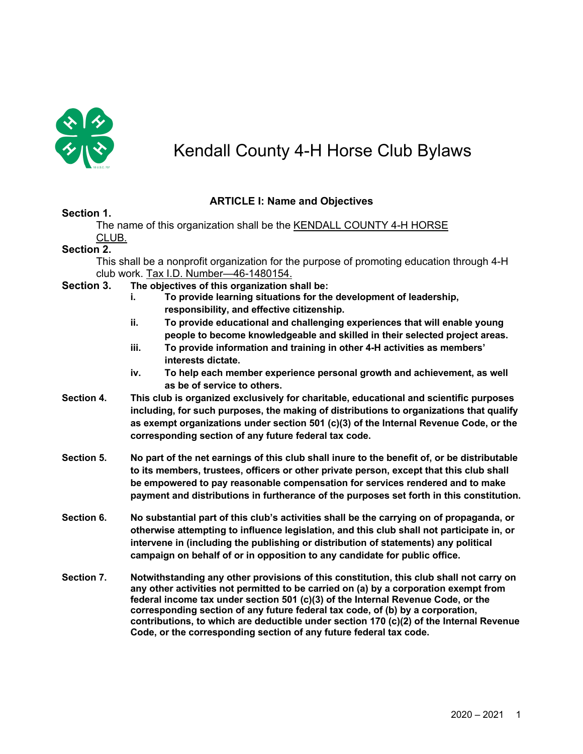# Kendall County 4-H Horse Club Bylaws

## ARTICLE I: Name and Objectives

**Section 1.**

The name of this organization shall be the KENDALL COUNTY 4-H HORSE CLUB.

**Section 2.**

This shall be a nonprofit organization for the purpose of promoting education through 4-H club work. Tax I.D. Number—46-1480154.

**Section 3.** **The objectives of this organization shall be:**

- **i. To provide learning situations for the development of leadership, responsibility, and effective citizenship.**
- **ii. To provide educational and challenging experiences that will enable young people to become knowledgeable and skilled in their selected project areas.**
- **iii. To provide information and training in other 4-H activities as members' interests dictate.**
- **iv. To help each member experience personal growth and achievement, as well as be of service to others.**

**Section 4.** **This club is organized exclusively for charitable, educational and scientific purposes including, for such purposes, the making of distributions to organizations that qualify as exempt organizations under section 501 (c)(3) of the Internal Revenue Code, or the corresponding section of any future federal tax code.**

**Section 5.** **No part of the net earnings of this club shall inure to the benefit of, or be distributable to its members, trustees, officers or other private person, except that this club shall be empowered to pay reasonable compensation for services rendered and to make payment and distributions in furtherance of the purposes set forth in this constitution.**

**Section 6.** **No substantial part of this club's activities shall be the carrying on of propaganda, or otherwise attempting to influence legislation, and this club shall not participate in, or intervene in (including the publishing or distribution of statements) any political campaign on behalf of or in opposition to any candidate for public office.**

**Section 7.** **Notwithstanding any other provisions of this constitution, this club shall not carry on any other activities not permitted to be carried on (a) by a corporation exempt from federal income tax under section 501 (c)(3) of the Internal Revenue Code, or the corresponding section of any future federal tax code, of (b) by a corporation, contributions, to which are deductible under section 170 (c)(2) of the Internal Revenue Code, or the corresponding section of any future federal tax code.**

2020 – 2021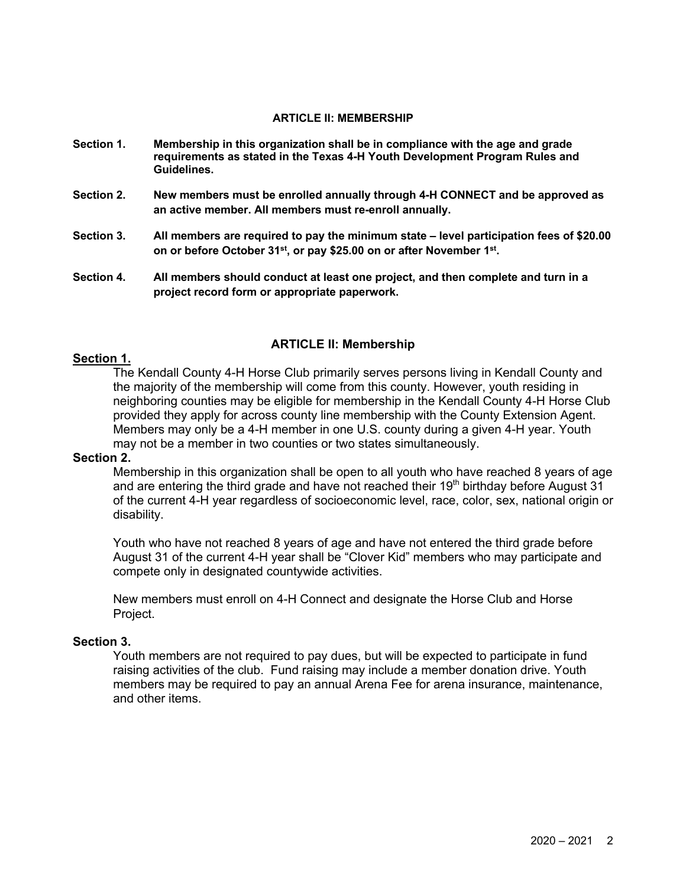## ARTICLE II: MEMBERSHIP

**Section 1.** **Membership in this organization shall be in compliance with the age and grade requirements as stated in the Texas 4-H Youth Development Program Rules and Guidelines.**

**Section 2.** **New members must be enrolled annually through 4-H CONNECT and be approved as an active member. All members must re-enroll annually.**

**Section 3.** **All members are required to pay the minimum state – level participation fees of $20.00 on or before October 31st, or pay $25.00 on or after November 1st.**

**Section 4.** **All members should conduct at least one project, and then complete and turn in a project record form or appropriate paperwork.**

## ARTICLE II: Membership

**Section 1.**

The Kendall County 4-H Horse Club primarily serves persons living in Kendall County and the majority of the membership will come from this county. However, youth residing in neighboring counties may be eligible for membership in the Kendall County 4-H Horse Club provided they apply for across county line membership with the County Extension Agent. Members may only be a 4-H member in one U.S. county during a given 4-H year. Youth may not be a member in two counties or two states simultaneously.

**Section 2.**

Membership in this organization shall be open to all youth who have reached 8 years of age and are entering the third grade and have not reached their 19th birthday before August 31 of the current 4-H year regardless of socioeconomic level, race, color, sex, national origin or disability.

Youth who have not reached 8 years of age and have not entered the third grade before August 31 of the current 4-H year shall be "Clover Kid" members who may participate and compete only in designated countywide activities.

New members must enroll on 4-H Connect and designate the Horse Club and Horse Project.

**Section 3.**

Youth members are not required to pay dues, but will be expected to participate in fund raising activities of the club. Fund raising may include a member donation drive. Youth members may be required to pay an annual Arena Fee for arena insurance, maintenance, and other items.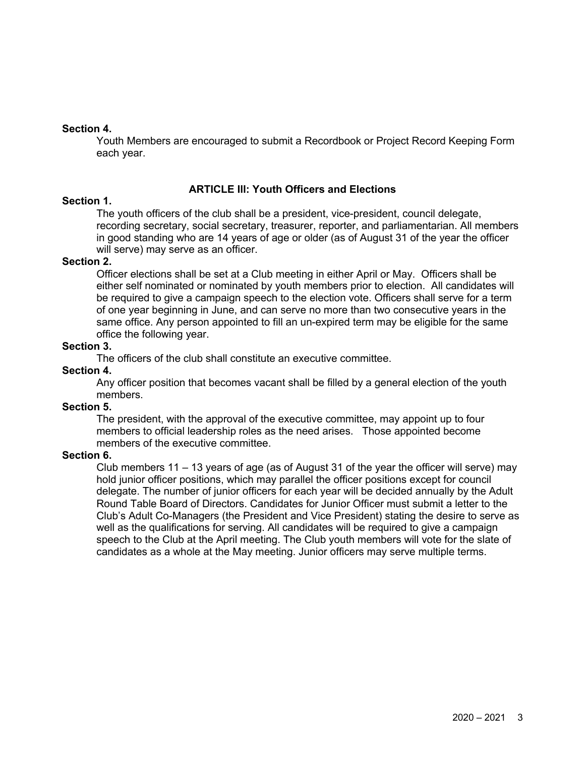**Section 4.**

Youth Members are encouraged to submit a Recordbook or Project Record Keeping Form each year.

## ARTICLE III: Youth Officers and Elections

**Section 1.**

The youth officers of the club shall be a president, vice-president, council delegate, recording secretary, social secretary, treasurer, reporter, and parliamentarian. All members in good standing who are 14 years of age or older (as of August 31 of the year the officer will serve) may serve as an officer.

**Section 2.**

Officer elections shall be set at a Club meeting in either April or May. Officers shall be either self nominated or nominated by youth members prior to election. All candidates will be required to give a campaign speech to the election vote. Officers shall serve for a term of one year beginning in June, and can serve no more than two consecutive years in the same office. Any person appointed to fill an un-expired term may be eligible for the same office the following year.

**Section 3.**

The officers of the club shall constitute an executive committee.

**Section 4.**

Any officer position that becomes vacant shall be filled by a general election of the youth members.

**Section 5.**

The president, with the approval of the executive committee, may appoint up to four members to official leadership roles as the need arises. Those appointed become members of the executive committee.

**Section 6.**

Club members 11 – 13 years of age (as of August 31 of the year the officer will serve) may hold junior officer positions, which may parallel the officer positions except for council delegate. The number of junior officers for each year will be decided annually by the Adult Round Table Board of Directors. Candidates for Junior Officer must submit a letter to the Club's Adult Co-Managers (the President and Vice President) stating the desire to serve as well as the qualifications for serving. All candidates will be required to give a campaign speech to the Club at the April meeting. The Club youth members will vote for the slate of candidates as a whole at the May meeting. Junior officers may serve multiple terms.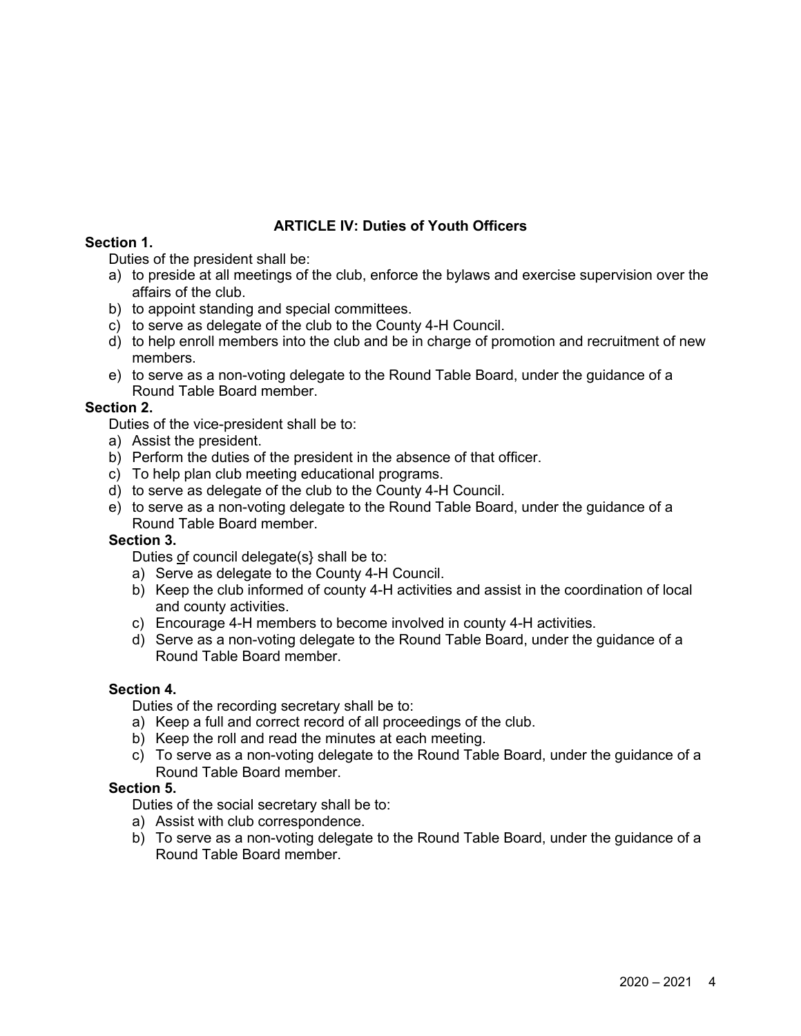## ARTICLE IV: Duties of Youth Officers

**Section 1.**

Duties of the president shall be:

a) to preside at all meetings of the club, enforce the bylaws and exercise supervision over the affairs of the club.
b) to appoint standing and special committees.
c) to serve as delegate of the club to the County 4-H Council.
d) to help enroll members into the club and be in charge of promotion and recruitment of new members.
e) to serve as a non-voting delegate to the Round Table Board, under the guidance of a Round Table Board member.

**Section 2.**

Duties of the vice-president shall be to:

a) Assist the president.
b) Perform the duties of the president in the absence of that officer.
c) To help plan club meeting educational programs.
d) to serve as delegate of the club to the County 4-H Council.
e) to serve as a non-voting delegate to the Round Table Board, under the guidance of a Round Table Board member.

**Section 3.**

Duties of council delegate(s} shall be to:

a) Serve as delegate to the County 4-H Council.
b) Keep the club informed of county 4-H activities and assist in the coordination of local and county activities.
c) Encourage 4-H members to become involved in county 4-H activities.
d) Serve as a non-voting delegate to the Round Table Board, under the guidance of a Round Table Board member.

**Section 4.**

Duties of the recording secretary shall be to:

a) Keep a full and correct record of all proceedings of the club.
b) Keep the roll and read the minutes at each meeting.
c) To serve as a non-voting delegate to the Round Table Board, under the guidance of a Round Table Board member.

**Section 5.**

Duties of the social secretary shall be to:

a) Assist with club correspondence.
b) To serve as a non-voting delegate to the Round Table Board, under the guidance of a Round Table Board member.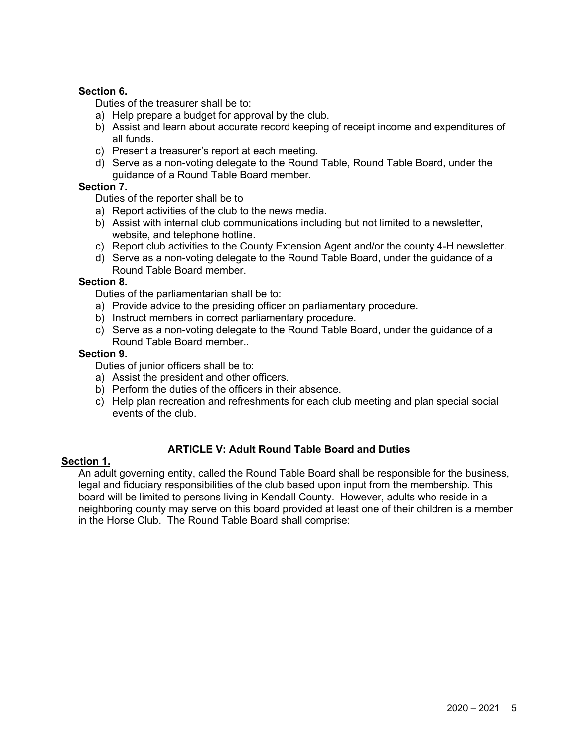**Section 6.**

Duties of the treasurer shall be to:

a) Help prepare a budget for approval by the club.
b) Assist and learn about accurate record keeping of receipt income and expenditures of all funds.
c) Present a treasurer's report at each meeting.
d) Serve as a non-voting delegate to the Round Table, Round Table Board, under the guidance of a Round Table Board member.

**Section 7.**

Duties of the reporter shall be to

a) Report activities of the club to the news media.
b) Assist with internal club communications including but not limited to a newsletter, website, and telephone hotline.
c) Report club activities to the County Extension Agent and/or the county 4-H newsletter.
d) Serve as a non-voting delegate to the Round Table Board, under the guidance of a Round Table Board member.

**Section 8.**

Duties of the parliamentarian shall be to:

a) Provide advice to the presiding officer on parliamentary procedure.
b) Instruct members in correct parliamentary procedure.
c) Serve as a non-voting delegate to the Round Table Board, under the guidance of a Round Table Board member..

**Section 9.**

Duties of junior officers shall be to:

a) Assist the president and other officers.
b) Perform the duties of the officers in their absence.
c) Help plan recreation and refreshments for each club meeting and plan special social events of the club.

## ARTICLE V: Adult Round Table Board and Duties

**Section 1.**

An adult governing entity, called the Round Table Board shall be responsible for the business, legal and fiduciary responsibilities of the club based upon input from the membership. This board will be limited to persons living in Kendall County. However, adults who reside in a neighboring county may serve on this board provided at least one of their children is a member in the Horse Club. The Round Table Board shall comprise: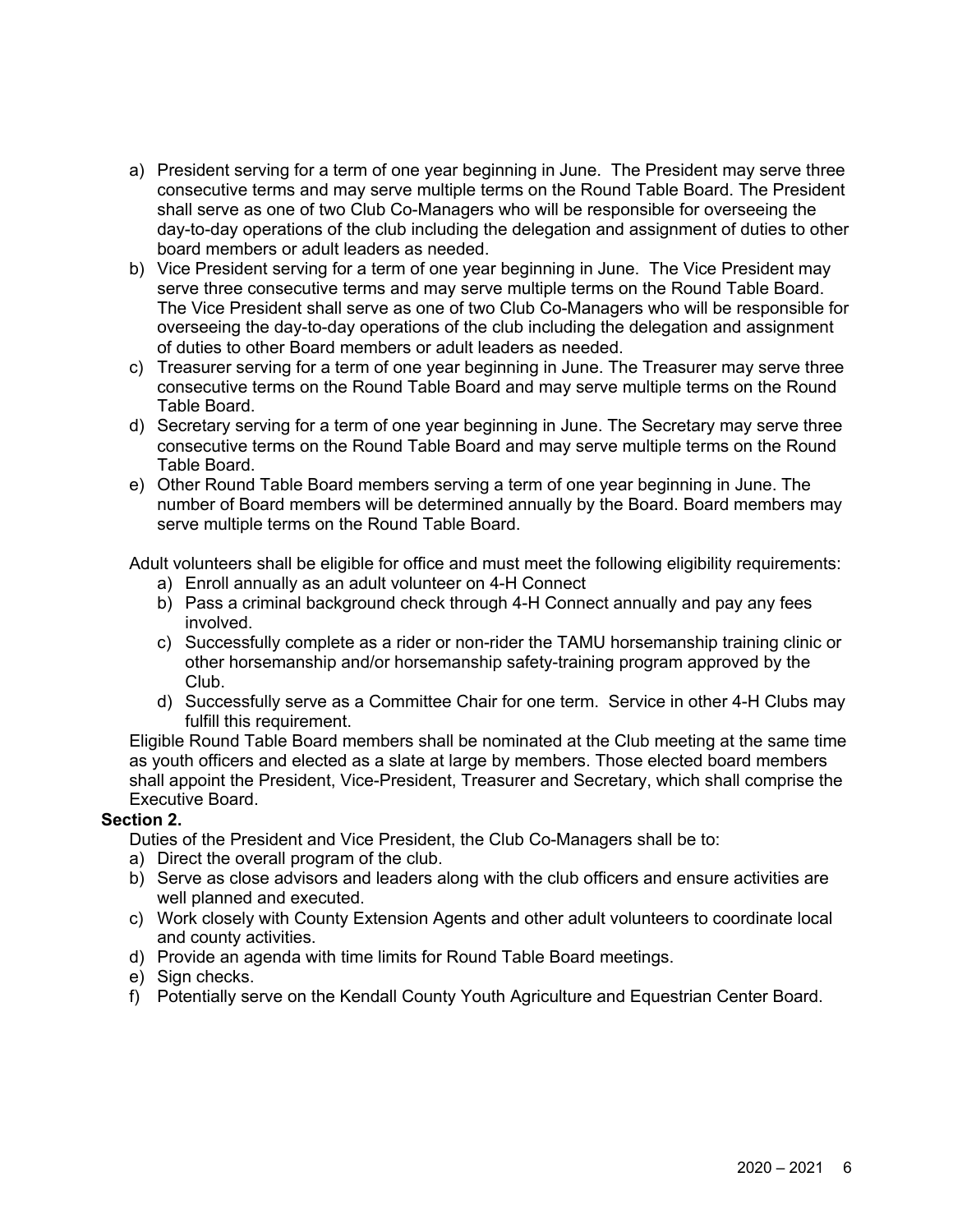a) President serving for a term of one year beginning in June. The President may serve three consecutive terms and may serve multiple terms on the Round Table Board. The President shall serve as one of two Club Co-Managers who will be responsible for overseeing the day-to-day operations of the club including the delegation and assignment of duties to other board members or adult leaders as needed.
b) Vice President serving for a term of one year beginning in June. The Vice President may serve three consecutive terms and may serve multiple terms on the Round Table Board. The Vice President shall serve as one of two Club Co-Managers who will be responsible for overseeing the day-to-day operations of the club including the delegation and assignment of duties to other Board members or adult leaders as needed.
c) Treasurer serving for a term of one year beginning in June. The Treasurer may serve three consecutive terms on the Round Table Board and may serve multiple terms on the Round Table Board.
d) Secretary serving for a term of one year beginning in June. The Secretary may serve three consecutive terms on the Round Table Board and may serve multiple terms on the Round Table Board.
e) Other Round Table Board members serving a term of one year beginning in June. The number of Board members will be determined annually by the Board. Board members may serve multiple terms on the Round Table Board.

Adult volunteers shall be eligible for office and must meet the following eligibility requirements:

a) Enroll annually as an adult volunteer on 4-H Connect
b) Pass a criminal background check through 4-H Connect annually and pay any fees involved.
c) Successfully complete as a rider or non-rider the TAMU horsemanship training clinic or other horsemanship and/or horsemanship safety-training program approved by the Club.
d) Successfully serve as a Committee Chair for one term. Service in other 4-H Clubs may fulfill this requirement.

Eligible Round Table Board members shall be nominated at the Club meeting at the same time as youth officers and elected as a slate at large by members. Those elected board members shall appoint the President, Vice-President, Treasurer and Secretary, which shall comprise the Executive Board.

**Section 2.**

Duties of the President and Vice President, the Club Co-Managers shall be to:

a) Direct the overall program of the club.
b) Serve as close advisors and leaders along with the club officers and ensure activities are well planned and executed.
c) Work closely with County Extension Agents and other adult volunteers to coordinate local and county activities.
d) Provide an agenda with time limits for Round Table Board meetings.
e) Sign checks.
f) Potentially serve on the Kendall County Youth Agriculture and Equestrian Center Board.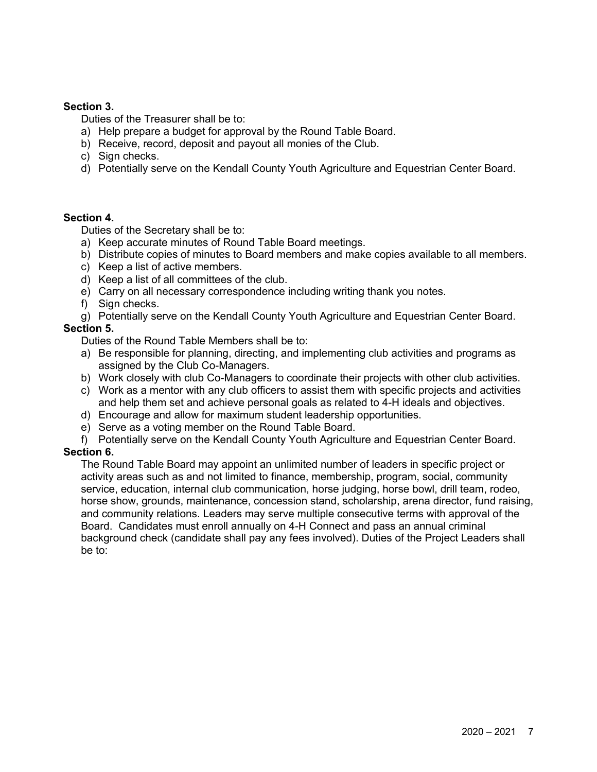**Section 3.**

Duties of the Treasurer shall be to:

a) Help prepare a budget for approval by the Round Table Board.
b) Receive, record, deposit and payout all monies of the Club.
c) Sign checks.
d) Potentially serve on the Kendall County Youth Agriculture and Equestrian Center Board.

**Section 4.**

Duties of the Secretary shall be to:

a) Keep accurate minutes of Round Table Board meetings.
b) Distribute copies of minutes to Board members and make copies available to all members.
c) Keep a list of active members.
d) Keep a list of all committees of the club.
e) Carry on all necessary correspondence including writing thank you notes.
f) Sign checks.
g) Potentially serve on the Kendall County Youth Agriculture and Equestrian Center Board.

**Section 5.**

Duties of the Round Table Members shall be to:

a) Be responsible for planning, directing, and implementing club activities and programs as assigned by the Club Co-Managers.
b) Work closely with club Co-Managers to coordinate their projects with other club activities.
c) Work as a mentor with any club officers to assist them with specific projects and activities and help them set and achieve personal goals as related to 4-H ideals and objectives.
d) Encourage and allow for maximum student leadership opportunities.
e) Serve as a voting member on the Round Table Board.
f) Potentially serve on the Kendall County Youth Agriculture and Equestrian Center Board.

**Section 6.**

The Round Table Board may appoint an unlimited number of leaders in specific project or activity areas such as and not limited to finance, membership, program, social, community service, education, internal club communication, horse judging, horse bowl, drill team, rodeo, horse show, grounds, maintenance, concession stand, scholarship, arena director, fund raising, and community relations. Leaders may serve multiple consecutive terms with approval of the Board. Candidates must enroll annually on 4-H Connect and pass an annual criminal background check (candidate shall pay any fees involved). Duties of the Project Leaders shall be to: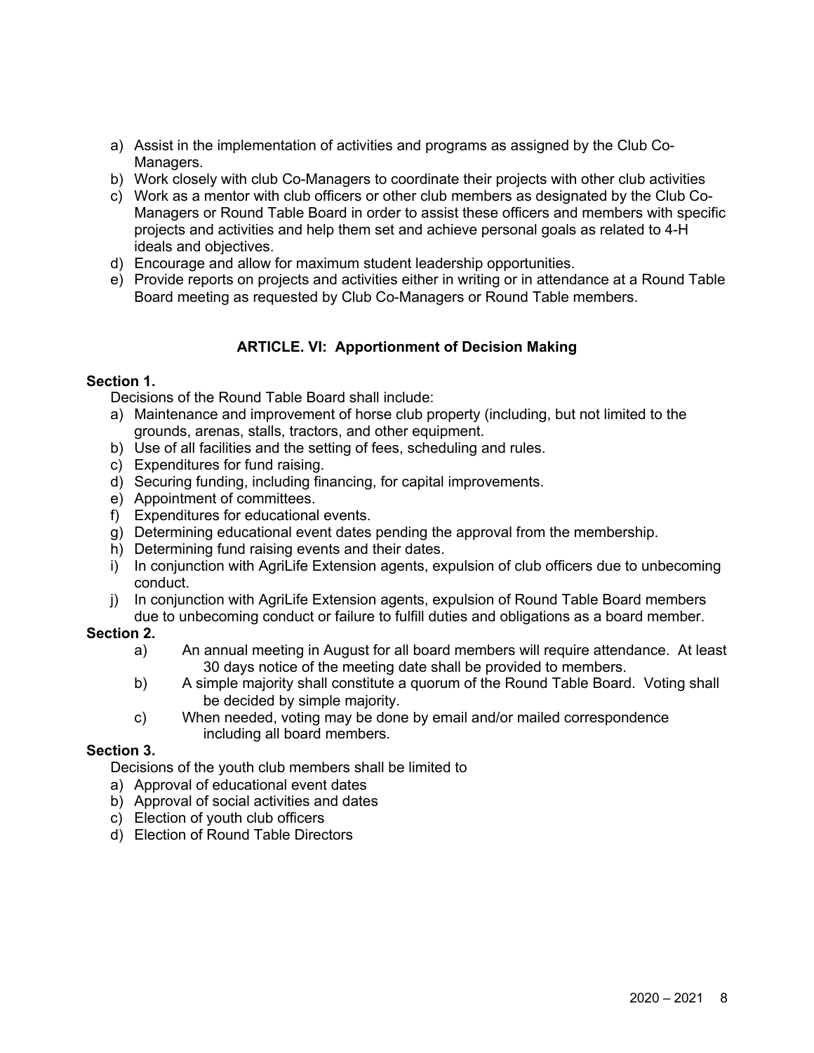a) Assist in the implementation of activities and programs as assigned by the Club Co-Managers.
b) Work closely with club Co-Managers to coordinate their projects with other club activities
c) Work as a mentor with club officers or other club members as designated by the Club Co-Managers or Round Table Board in order to assist these officers and members with specific projects and activities and help them set and achieve personal goals as related to 4-H ideals and objectives.
d) Encourage and allow for maximum student leadership opportunities.
e) Provide reports on projects and activities either in writing or in attendance at a Round Table Board meeting as requested by Club Co-Managers or Round Table members.

## ARTICLE. VI: Apportionment of Decision Making

**Section 1.**

Decisions of the Round Table Board shall include:

a) Maintenance and improvement of horse club property (including, but not limited to the grounds, arenas, stalls, tractors, and other equipment.
b) Use of all facilities and the setting of fees, scheduling and rules.
c) Expenditures for fund raising.
d) Securing funding, including financing, for capital improvements.
e) Appointment of committees.
f) Expenditures for educational events.
g) Determining educational event dates pending the approval from the membership.
h) Determining fund raising events and their dates.
i) In conjunction with AgriLife Extension agents, expulsion of club officers due to unbecoming conduct.
j) In conjunction with AgriLife Extension agents, expulsion of Round Table Board members due to unbecoming conduct or failure to fulfill duties and obligations as a board member.

**Section 2.**

a) An annual meeting in August for all board members will require attendance. At least 30 days notice of the meeting date shall be provided to members.
b) A simple majority shall constitute a quorum of the Round Table Board. Voting shall be decided by simple majority.
c) When needed, voting may be done by email and/or mailed correspondence including all board members.

**Section 3.**

Decisions of the youth club members shall be limited to

a) Approval of educational event dates
b) Approval of social activities and dates
c) Election of youth club officers
d) Election of Round Table Directors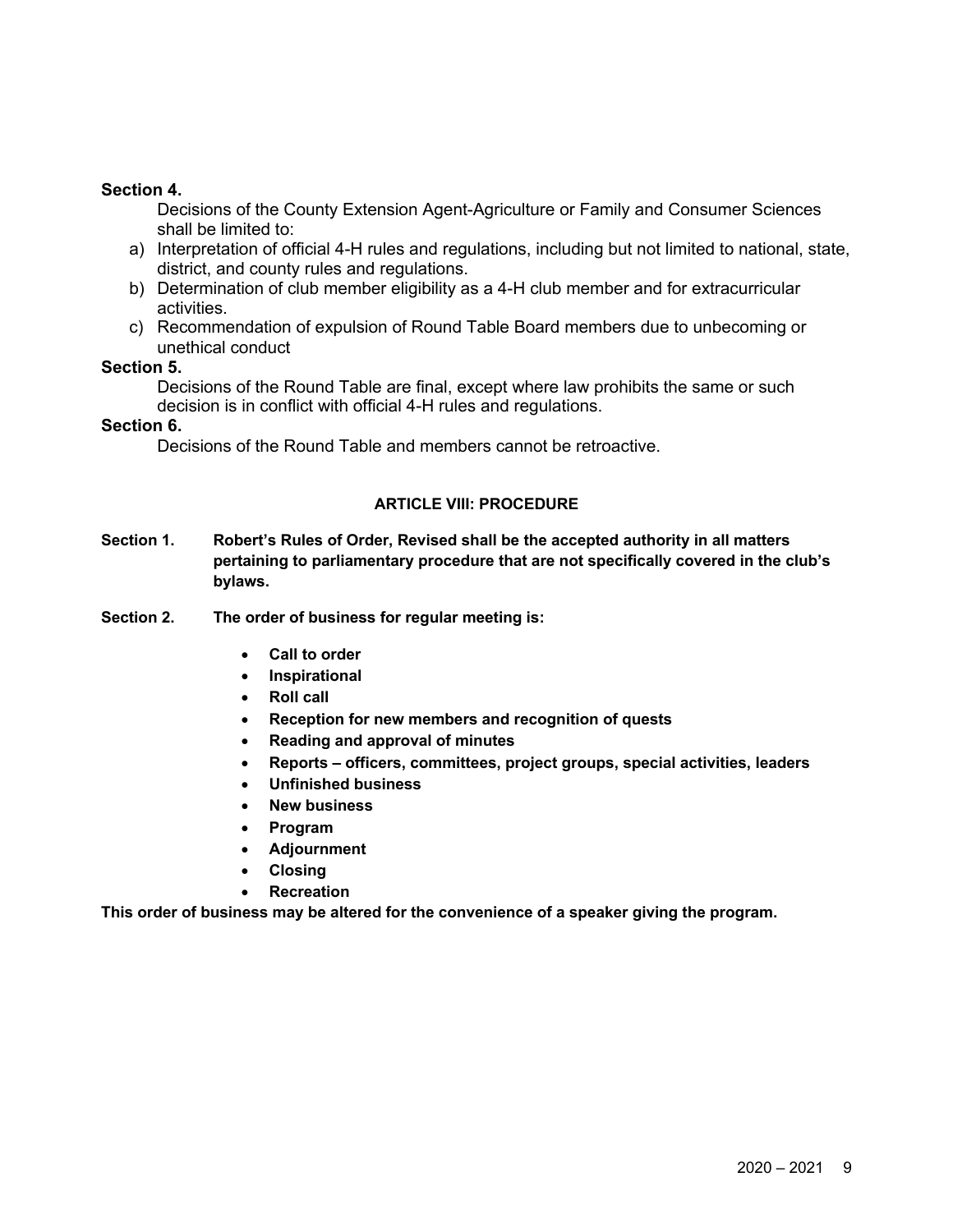**Section 4.**

Decisions of the County Extension Agent-Agriculture or Family and Consumer Sciences shall be limited to:

a) Interpretation of official 4-H rules and regulations, including but not limited to national, state, district, and county rules and regulations.
b) Determination of club member eligibility as a 4-H club member and for extracurricular activities.
c) Recommendation of expulsion of Round Table Board members due to unbecoming or unethical conduct

**Section 5.**

Decisions of the Round Table are final, except where law prohibits the same or such decision is in conflict with official 4-H rules and regulations.

**Section 6.**

Decisions of the Round Table and members cannot be retroactive.

## ARTICLE VIII: PROCEDURE

**Section 1. Robert's Rules of Order, Revised shall be the accepted authority in all matters pertaining to parliamentary procedure that are not specifically covered in the club's bylaws.**

**Section 2. The order of business for regular meeting is:**

- **Call to order**
- **Inspirational**
- **Roll call**
- **Reception for new members and recognition of quests**
- **Reading and approval of minutes**
- **Reports – officers, committees, project groups, special activities, leaders**
- **Unfinished business**
- **New business**
- **Program**
- **Adjournment**
- **Closing**
- **Recreation**

**This order of business may be altered for the convenience of a speaker giving the program.**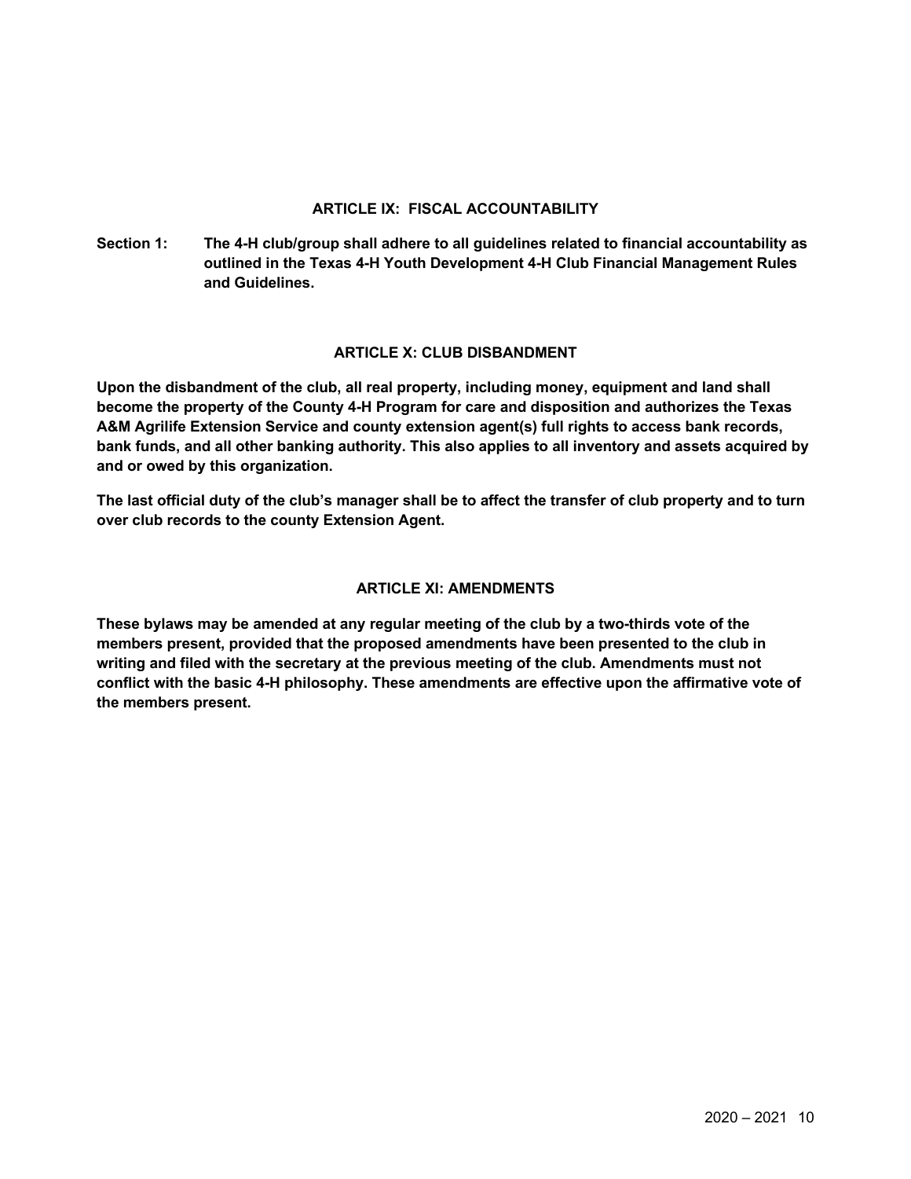## ARTICLE IX: FISCAL ACCOUNTABILITY

**Section 1:** **The 4-H club/group shall adhere to all guidelines related to financial accountability as outlined in the Texas 4-H Youth Development 4-H Club Financial Management Rules and Guidelines.**

## ARTICLE X: CLUB DISBANDMENT

**Upon the disbandment of the club, all real property, including money, equipment and land shall become the property of the County 4-H Program for care and disposition and authorizes the Texas A&M Agrilife Extension Service and county extension agent(s) full rights to access bank records, bank funds, and all other banking authority. This also applies to all inventory and assets acquired by and or owed by this organization.**

**The last official duty of the club's manager shall be to affect the transfer of club property and to turn over club records to the county Extension Agent.**

## ARTICLE XI: AMENDMENTS

**These bylaws may be amended at any regular meeting of the club by a two-thirds vote of the members present, provided that the proposed amendments have been presented to the club in writing and filed with the secretary at the previous meeting of the club. Amendments must not conflict with the basic 4-H philosophy. These amendments are effective upon the affirmative vote of the members present.**